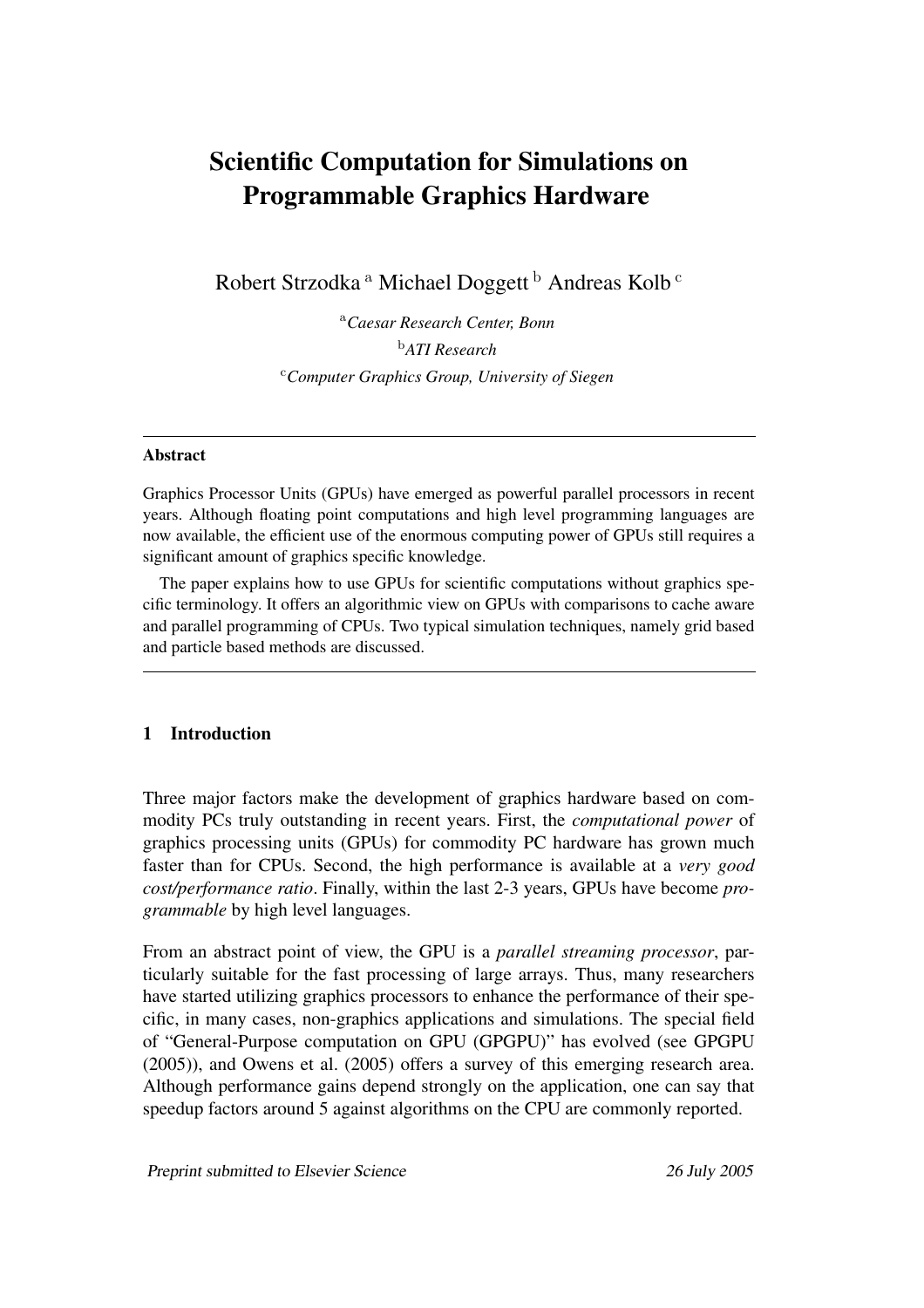# Scientific Computation for Simulations on Programmable Graphics Hardware

Robert Strzodka [a] Michael Doggett [b] Andreas Kolb [c]

[a]*Caesar Research Center, Bonn*

[b]*ATI Research*

[c]*Computer Graphics Group, University of Siegen*

---

**Abstract**

Graphics Processor Units (GPUs) have emerged as powerful parallel processors in recent years. Although floating point computations and high level programming languages are now available, the efficient use of the enormous computing power of GPUs still requires a significant amount of graphics specific knowledge.

The paper explains how to use GPUs for scientific computations without graphics specific terminology. It offers an algorithmic view on GPUs with comparisons to cache aware and parallel programming of CPUs. Two typical simulation techniques, namely grid based and particle based methods are discussed.

---

## 1 Introduction

Three major factors make the development of graphics hardware based on commodity PCs truly outstanding in recent years. First, the *computational power* of graphics processing units (GPUs) for commodity PC hardware has grown much faster than for CPUs. Second, the high performance is available at a *very good cost/performance ratio*. Finally, within the last 2-3 years, GPUs have become *programmable* by high level languages.

From an abstract point of view, the GPU is a *parallel streaming processor*, particularly suitable for the fast processing of large arrays. Thus, many researchers have started utilizing graphics processors to enhance the performance of their specific, in many cases, non-graphics applications and simulations. The special field of "General-Purpose computation on GPU (GPGPU)" has evolved (see GPGPU (2005)), and Owens et al. (2005) offers a survey of this emerging research area. Although performance gains depend strongly on the application, one can say that speedup factors around 5 against algorithms on the CPU are commonly reported.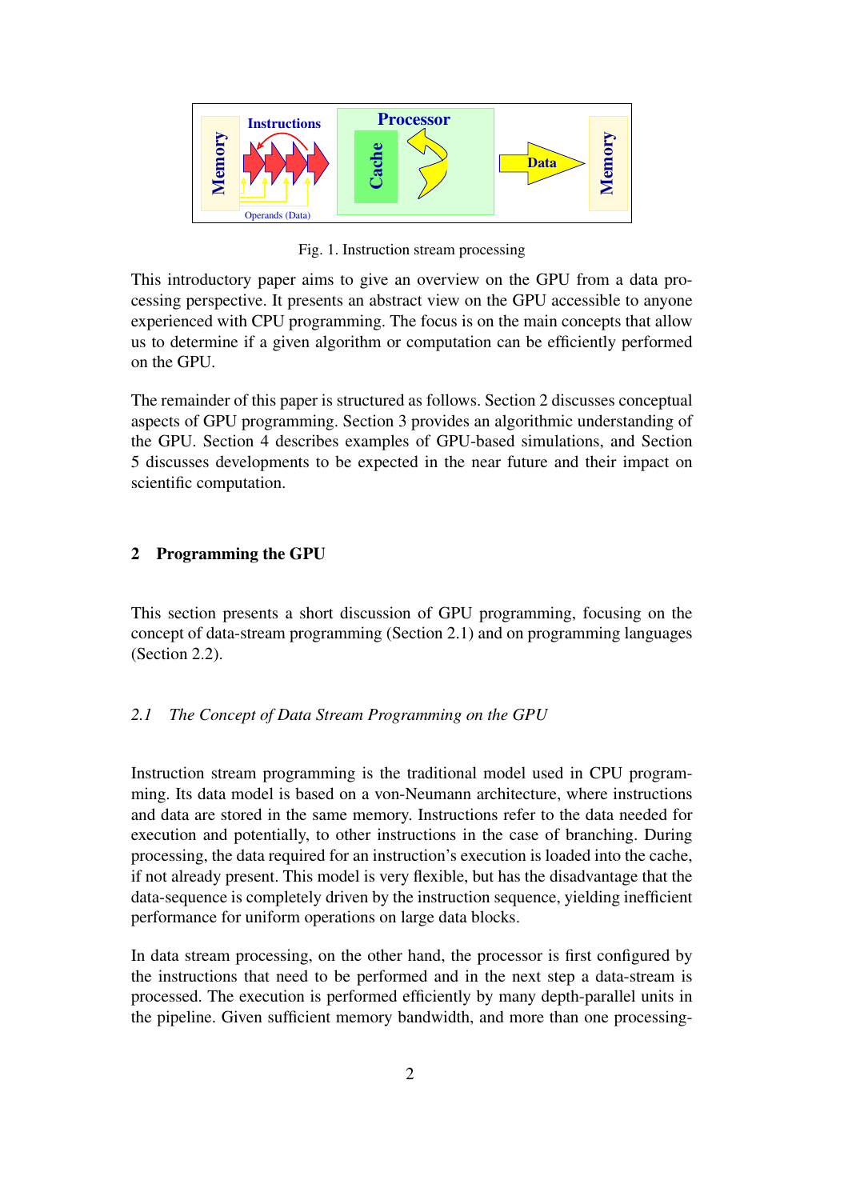Fig. 1. Instruction stream processing

This introductory paper aims to give an overview on the GPU from a data processing perspective. It presents an abstract view on the GPU accessible to anyone experienced with CPU programming. The focus is on the main concepts that allow us to determine if a given algorithm or computation can be efficiently performed on the GPU.

The remainder of this paper is structured as follows. Section 2 discusses conceptual aspects of GPU programming. Section 3 provides an algorithmic understanding of the GPU. Section 4 describes examples of GPU-based simulations, and Section 5 discusses developments to be expected in the near future and their impact on scientific computation.

## 2 Programming the GPU

This section presents a short discussion of GPU programming, focusing on the concept of data-stream programming (Section 2.1) and on programming languages (Section 2.2).

### *2.1 The Concept of Data Stream Programming on the GPU*

Instruction stream programming is the traditional model used in CPU programming. Its data model is based on a von-Neumann architecture, where instructions and data are stored in the same memory. Instructions refer to the data needed for execution and potentially, to other instructions in the case of branching. During processing, the data required for an instruction's execution is loaded into the cache, if not already present. This model is very flexible, but has the disadvantage that the data-sequence is completely driven by the instruction sequence, yielding inefficient performance for uniform operations on large data blocks.

In data stream processing, on the other hand, the processor is first configured by the instructions that need to be performed and in the next step a data-stream is processed. The execution is performed efficiently by many depth-parallel units in the pipeline. Given sufficient memory bandwidth, and more than one processing-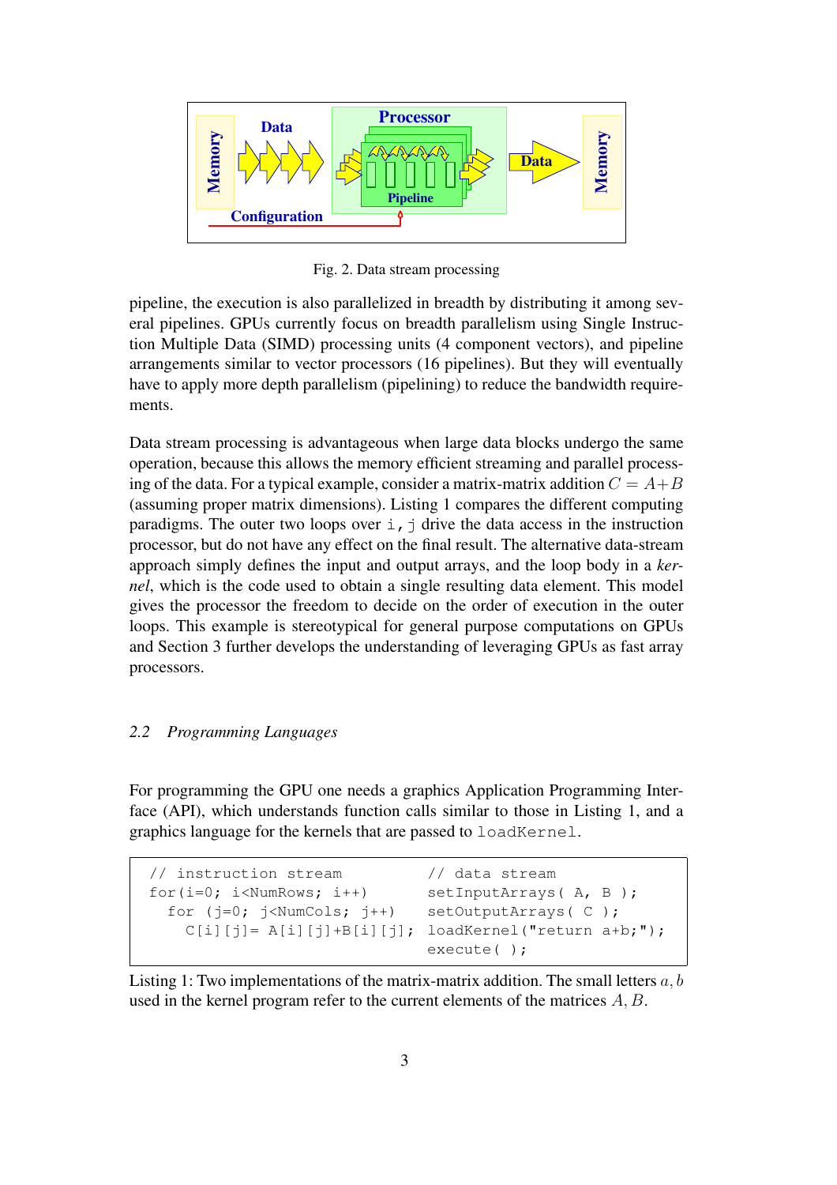Fig. 2. Data stream processing

pipeline, the execution is also parallelized in breadth by distributing it among several pipelines. GPUs currently focus on breadth parallelism using Single Instruction Multiple Data (SIMD) processing units (4 component vectors), and pipeline arrangements similar to vector processors (16 pipelines). But they will eventually have to apply more depth parallelism (pipelining) to reduce the bandwidth requirements.

Data stream processing is advantageous when large data blocks undergo the same operation, because this allows the memory efficient streaming and parallel processing of the data. For a typical example, consider a matrix-matrix addition $C = A + B$ (assuming proper matrix dimensions). Listing 1 compares the different computing paradigms. The outer two loops over `i,j` drive the data access in the instruction processor, but do not have any effect on the final result. The alternative data-stream approach simply defines the input and output arrays, and the loop body in a *kernel*, which is the code used to obtain a single resulting data element. This model gives the processor the freedom to decide on the order of execution in the outer loops. This example is stereotypical for general purpose computations on GPUs and Section 3 further develops the understanding of leveraging GPUs as fast array processors.

### *2.2 Programming Languages*

For programming the GPU one needs a graphics Application Programming Interface (API), which understands function calls similar to those in Listing 1, and a graphics language for the kernels that are passed to `loadKernel`.

```
// instruction stream          // data stream
for(i=0; i<NumRows; i++)       setInputArrays( A, B );
  for (j=0; j<NumCols; j++)    setOutputArrays( C );
    C[i][j]= A[i][j]+B[i][j];  loadKernel("return a+b;");
                               execute( );
```

Listing 1: Two implementations of the matrix-matrix addition. The small letters $a, b$ used in the kernel program refer to the current elements of the matrices $A, B$.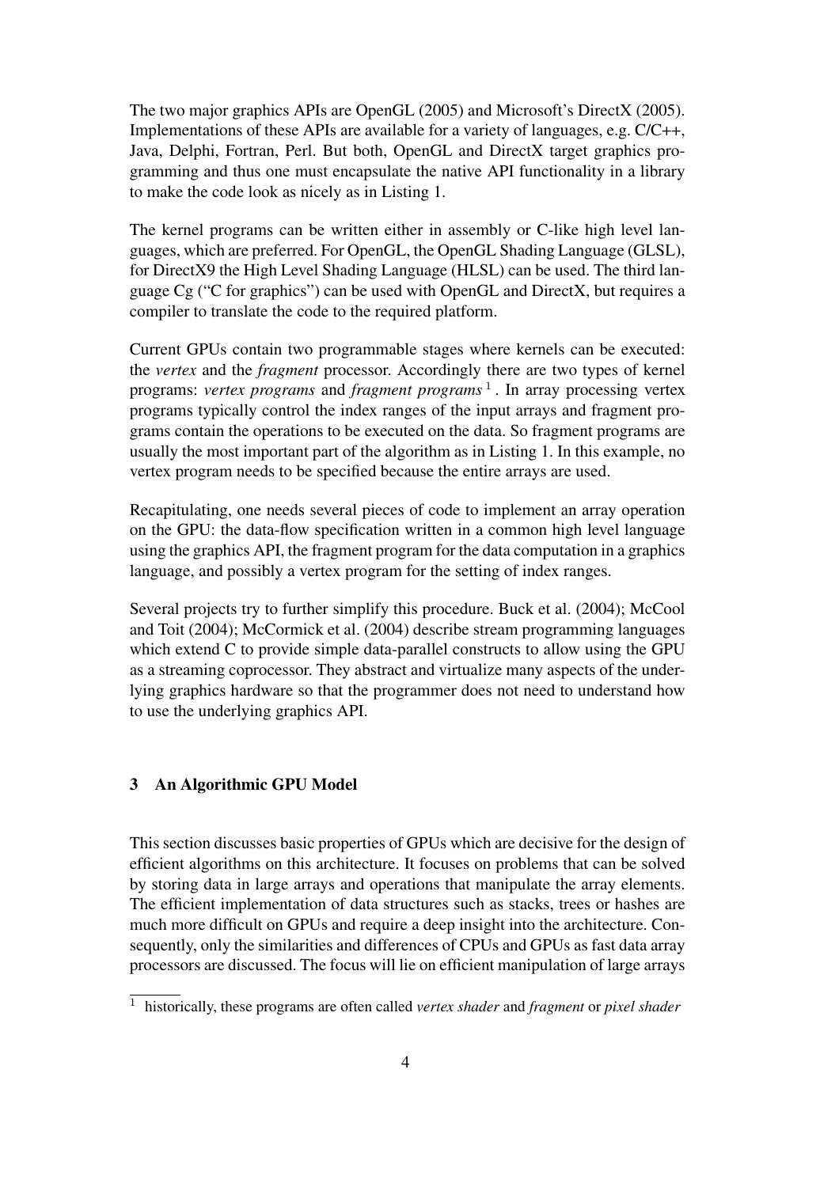The two major graphics APIs are OpenGL (2005) and Microsoft's DirectX (2005). Implementations of these APIs are available for a variety of languages, e.g. C/C++, Java, Delphi, Fortran, Perl. But both, OpenGL and DirectX target graphics programming and thus one must encapsulate the native API functionality in a library to make the code look as nicely as in Listing 1.

The kernel programs can be written either in assembly or C-like high level languages, which are preferred. For OpenGL, the OpenGL Shading Language (GLSL), for DirectX9 the High Level Shading Language (HLSL) can be used. The third language Cg ("C for graphics") can be used with OpenGL and DirectX, but requires a compiler to translate the code to the required platform.

Current GPUs contain two programmable stages where kernels can be executed: the *vertex* and the *fragment* processor. Accordingly there are two types of kernel programs: *vertex programs* and *fragment programs* [1]. In array processing vertex programs typically control the index ranges of the input arrays and fragment programs contain the operations to be executed on the data. So fragment programs are usually the most important part of the algorithm as in Listing 1. In this example, no vertex program needs to be specified because the entire arrays are used.

Recapitulating, one needs several pieces of code to implement an array operation on the GPU: the data-flow specification written in a common high level language using the graphics API, the fragment program for the data computation in a graphics language, and possibly a vertex program for the setting of index ranges.

Several projects try to further simplify this procedure. Buck et al. (2004); McCool and Toit (2004); McCormick et al. (2004) describe stream programming languages which extend C to provide simple data-parallel constructs to allow using the GPU as a streaming coprocessor. They abstract and virtualize many aspects of the underlying graphics hardware so that the programmer does not need to understand how to use the underlying graphics API.

## 3 An Algorithmic GPU Model

This section discusses basic properties of GPUs which are decisive for the design of efficient algorithms on this architecture. It focuses on problems that can be solved by storing data in large arrays and operations that manipulate the array elements. The efficient implementation of data structures such as stacks, trees or hashes are much more difficult on GPUs and require a deep insight into the architecture. Consequently, only the similarities and differences of CPUs and GPUs as fast data array processors are discussed. The focus will lie on efficient manipulation of large arrays

[1] historically, these programs are often called *vertex shader* and *fragment* or *pixel shader*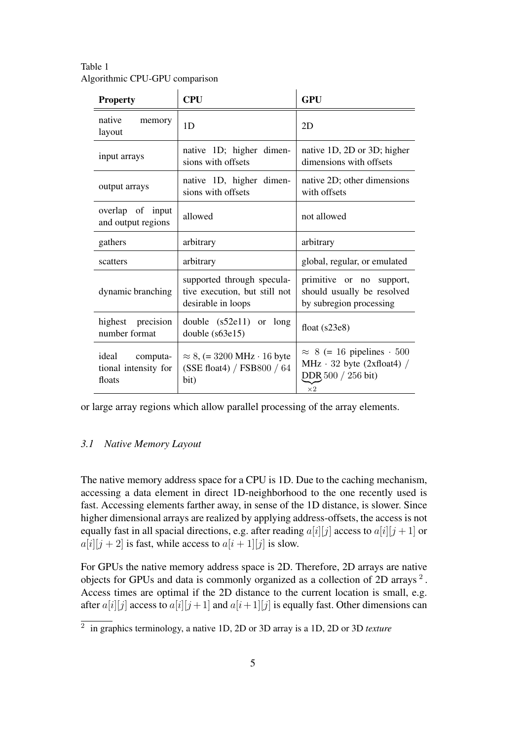Table 1
Algorithmic CPU-GPU comparison

| **Property** | **CPU** | **GPU** |
| --- | --- | --- |
| native memory layout | 1D | 2D |
| input arrays | native 1D; higher dimensions with offsets | native 1D, 2D or 3D; higher dimensions with offsets |
| output arrays | native 1D, higher dimensions with offsets | native 2D; other dimensions with offsets |
| overlap of input and output regions | allowed | not allowed |
| gathers | arbitrary | arbitrary |
| scatters | arbitrary | global, regular, or emulated |
| dynamic branching | supported through speculative execution, but still not desirable in loops | primitive or no support, should usually be resolved by subregion processing |
| highest precision number format | double (s52e11) or long double (s63e15) | float (s23e8) |
| ideal computational intensity for floats | $\approx 8$, (= 3200 MHz $\cdot$ 16 byte (SSE float4) / FSB800 / 64 bit) | $\approx 8$ (= 16 pipelines $\cdot$ 500 MHz $\cdot$ 32 byte (2xfloat4) / $\underbrace{\text{DDR}}_{\times 2}$ 500 / 256 bit) |

or large array regions which allow parallel processing of the array elements.

### *3.1 Native Memory Layout*

The native memory address space for a CPU is 1D. Due to the caching mechanism, accessing a data element in direct 1D-neighborhood to the one recently used is fast. Accessing elements farther away, in sense of the 1D distance, is slower. Since higher dimensional arrays are realized by applying address-offsets, the access is not equally fast in all spacial directions, e.g. after reading $a[i][j]$ access to $a[i][j+1]$ or $a[i][j+2]$ is fast, while access to $a[i+1][j]$ is slow.

For GPUs the native memory address space is 2D. Therefore, 2D arrays are native objects for GPUs and data is commonly organized as a collection of 2D arrays [2]. Access times are optimal if the 2D distance to the current location is small, e.g. after $a[i][j]$ access to $a[i][j+1]$ and $a[i+1][j]$ is equally fast. Other dimensions can

[2] in graphics terminology, a native 1D, 2D or 3D array is a 1D, 2D or 3D *texture*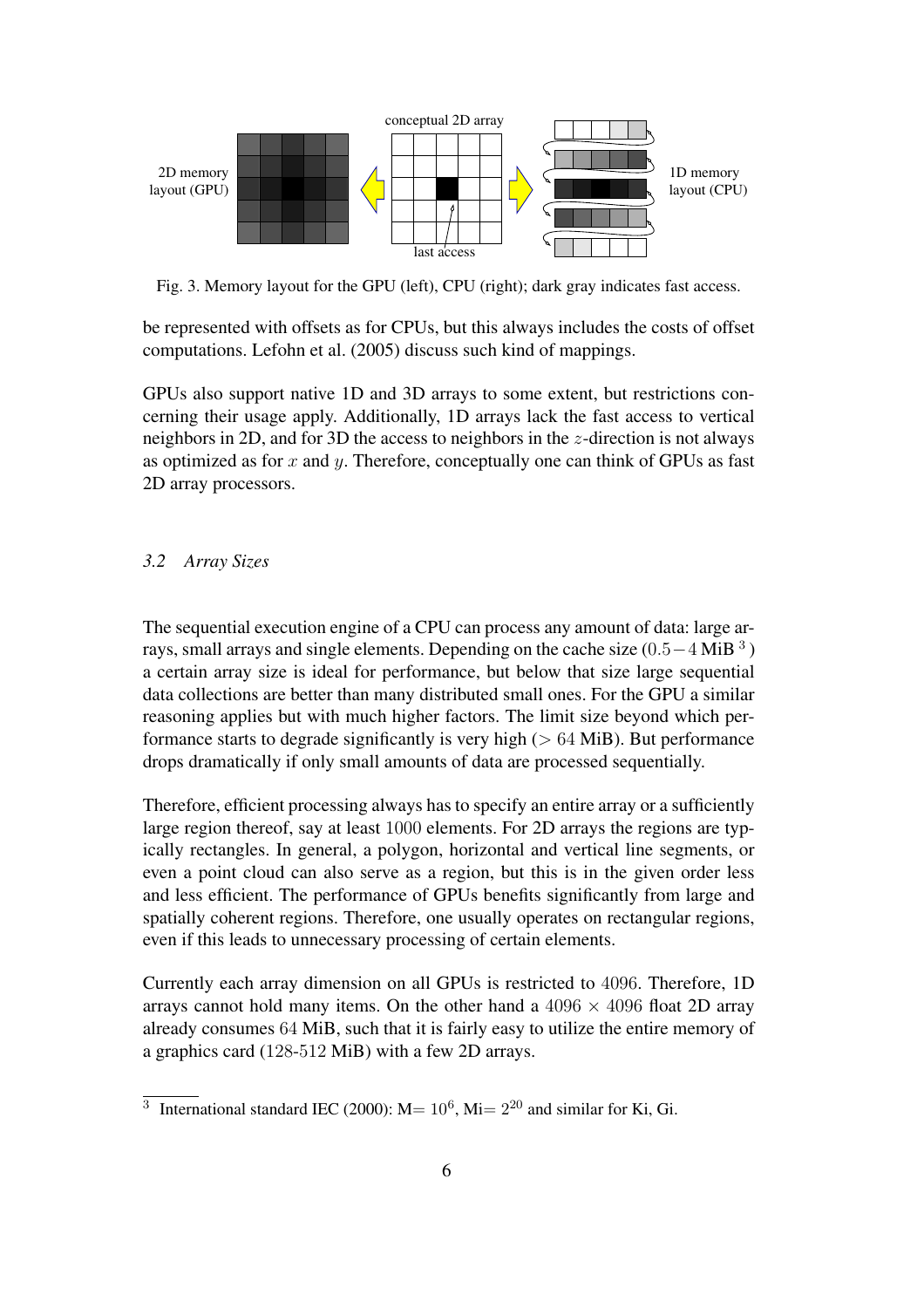Fig. 3. Memory layout for the GPU (left), CPU (right); dark gray indicates fast access.

be represented with offsets as for CPUs, but this always includes the costs of offset computations. Lefohn et al. (2005) discuss such kind of mappings.

GPUs also support native 1D and 3D arrays to some extent, but restrictions concerning their usage apply. Additionally, 1D arrays lack the fast access to vertical neighbors in 2D, and for 3D the access to neighbors in the $z$-direction is not always as optimized as for $x$ and $y$. Therefore, conceptually one can think of GPUs as fast 2D array processors.

### *3.2 Array Sizes*

The sequential execution engine of a CPU can process any amount of data: large arrays, small arrays and single elements. Depending on the cache size ($0.5-4$ MiB [3]) a certain array size is ideal for performance, but below that size large sequential data collections are better than many distributed small ones. For the GPU a similar reasoning applies but with much higher factors. The limit size beyond which performance starts to degrade significantly is very high ($> 64$ MiB). But performance drops dramatically if only small amounts of data are processed sequentially.

Therefore, efficient processing always has to specify an entire array or a sufficiently large region thereof, say at least $1000$ elements. For 2D arrays the regions are typically rectangles. In general, a polygon, horizontal and vertical line segments, or even a point cloud can also serve as a region, but this is in the given order less and less efficient. The performance of GPUs benefits significantly from large and spatially coherent regions. Therefore, one usually operates on rectangular regions, even if this leads to unnecessary processing of certain elements.

Currently each array dimension on all GPUs is restricted to $4096$. Therefore, 1D arrays cannot hold many items. On the other hand a $4096 \times 4096$ float 2D array already consumes $64$ MiB, such that it is fairly easy to utilize the entire memory of a graphics card ($128$-$512$ MiB) with a few 2D arrays.

[3] International standard IEC (2000): M$= 10^6$, Mi$= 2^{20}$ and similar for Ki, Gi.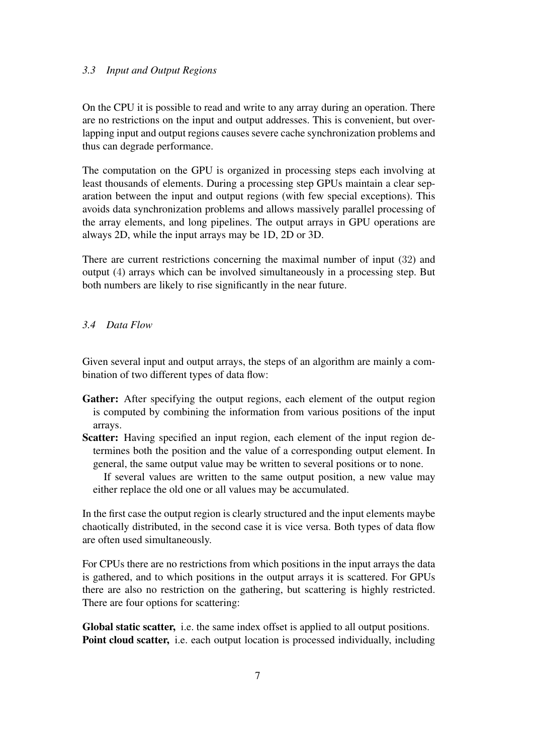### 3.3 Input and Output Regions

On the CPU it is possible to read and write to any array during an operation. There are no restrictions on the input and output addresses. This is convenient, but overlapping input and output regions causes severe cache synchronization problems and thus can degrade performance.

The computation on the GPU is organized in processing steps each involving at least thousands of elements. During a processing step GPUs maintain a clear separation between the input and output regions (with few special exceptions). This avoids data synchronization problems and allows massively parallel processing of the array elements, and long pipelines. The output arrays in GPU operations are always 2D, while the input arrays may be 1D, 2D or 3D.

There are current restrictions concerning the maximal number of input (32) and output (4) arrays which can be involved simultaneously in a processing step. But both numbers are likely to rise significantly in the near future.

### 3.4 Data Flow

Given several input and output arrays, the steps of an algorithm are mainly a combination of two different types of data flow:

**Gather:** After specifying the output regions, each element of the output region is computed by combining the information from various positions of the input arrays.

**Scatter:** Having specified an input region, each element of the input region determines both the position and the value of a corresponding output element. In general, the same output value may be written to several positions or to none.
If several values are written to the same output position, a new value may either replace the old one or all values may be accumulated.

In the first case the output region is clearly structured and the input elements maybe chaotically distributed, in the second case it is vice versa. Both types of data flow are often used simultaneously.

For CPUs there are no restrictions from which positions in the input arrays the data is gathered, and to which positions in the output arrays it is scattered. For GPUs there are also no restriction on the gathering, but scattering is highly restricted. There are four options for scattering:

**Global static scatter,** i.e. the same index offset is applied to all output positions.
**Point cloud scatter,** i.e. each output location is processed individually, including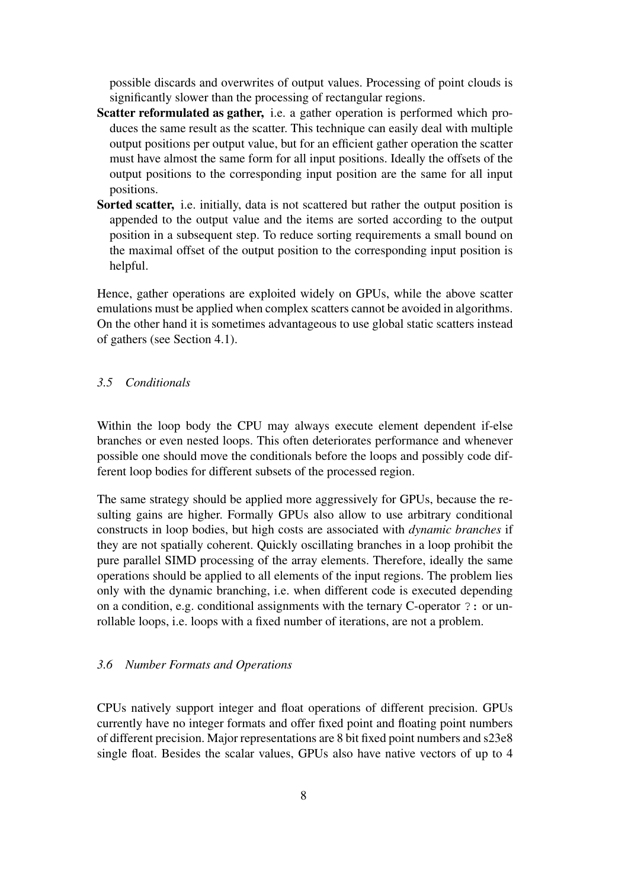possible discards and overwrites of output values. Processing of point clouds is significantly slower than the processing of rectangular regions.

**Scatter reformulated as gather,** i.e. a gather operation is performed which produces the same result as the scatter. This technique can easily deal with multiple output positions per output value, but for an efficient gather operation the scatter must have almost the same form for all input positions. Ideally the offsets of the output positions to the corresponding input position are the same for all input positions.

**Sorted scatter,** i.e. initially, data is not scattered but rather the output position is appended to the output value and the items are sorted according to the output position in a subsequent step. To reduce sorting requirements a small bound on the maximal offset of the output position to the corresponding input position is helpful.

Hence, gather operations are exploited widely on GPUs, while the above scatter emulations must be applied when complex scatters cannot be avoided in algorithms. On the other hand it is sometimes advantageous to use global static scatters instead of gathers (see Section 4.1).

### *3.5 Conditionals*

Within the loop body the CPU may always execute element dependent if-else branches or even nested loops. This often deteriorates performance and whenever possible one should move the conditionals before the loops and possibly code different loop bodies for different subsets of the processed region.

The same strategy should be applied more aggressively for GPUs, because the resulting gains are higher. Formally GPUs also allow to use arbitrary conditional constructs in loop bodies, but high costs are associated with *dynamic branches* if they are not spatially coherent. Quickly oscillating branches in a loop prohibit the pure parallel SIMD processing of the array elements. Therefore, ideally the same operations should be applied to all elements of the input regions. The problem lies only with the dynamic branching, i.e. when different code is executed depending on a condition, e.g. conditional assignments with the ternary C-operator `?:` or unrollable loops, i.e. loops with a fixed number of iterations, are not a problem.

### *3.6 Number Formats and Operations*

CPUs natively support integer and float operations of different precision. GPUs currently have no integer formats and offer fixed point and floating point numbers of different precision. Major representations are 8 bit fixed point numbers and s23e8 single float. Besides the scalar values, GPUs also have native vectors of up to 4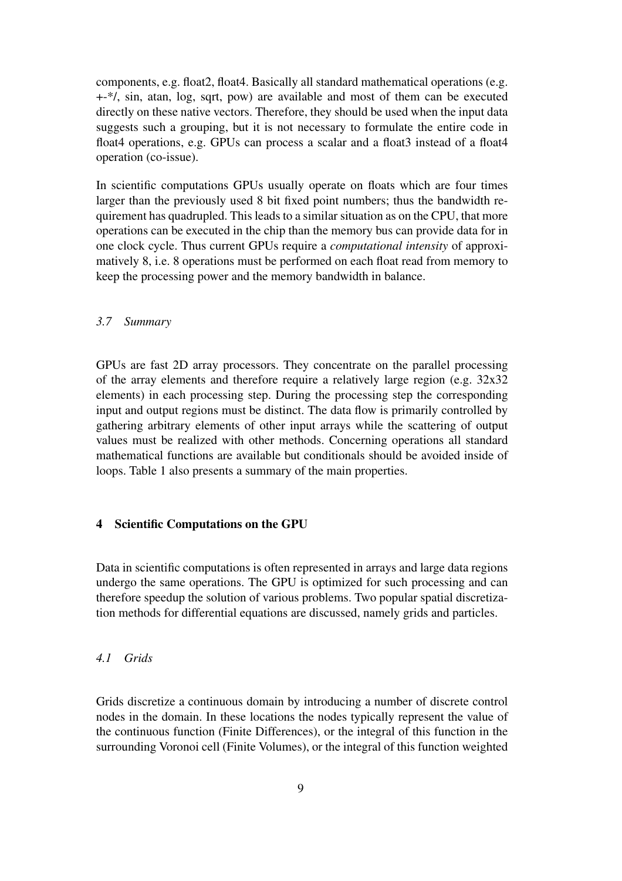components, e.g. float2, float4. Basically all standard mathematical operations (e.g. +-*/, sin, atan, log, sqrt, pow) are available and most of them can be executed directly on these native vectors. Therefore, they should be used when the input data suggests such a grouping, but it is not necessary to formulate the entire code in float4 operations, e.g. GPUs can process a scalar and a float3 instead of a float4 operation (co-issue).

In scientific computations GPUs usually operate on floats which are four times larger than the previously used 8 bit fixed point numbers; thus the bandwidth requirement has quadrupled. This leads to a similar situation as on the CPU, that more operations can be executed in the chip than the memory bus can provide data for in one clock cycle. Thus current GPUs require a *computational intensity* of approximatively 8, i.e. 8 operations must be performed on each float read from memory to keep the processing power and the memory bandwidth in balance.

### *3.7 Summary*

GPUs are fast 2D array processors. They concentrate on the parallel processing of the array elements and therefore require a relatively large region (e.g. 32x32 elements) in each processing step. During the processing step the corresponding input and output regions must be distinct. The data flow is primarily controlled by gathering arbitrary elements of other input arrays while the scattering of output values must be realized with other methods. Concerning operations all standard mathematical functions are available but conditionals should be avoided inside of loops. Table 1 also presents a summary of the main properties.

## 4 Scientific Computations on the GPU

Data in scientific computations is often represented in arrays and large data regions undergo the same operations. The GPU is optimized for such processing and can therefore speedup the solution of various problems. Two popular spatial discretization methods for differential equations are discussed, namely grids and particles.

### *4.1 Grids*

Grids discretize a continuous domain by introducing a number of discrete control nodes in the domain. In these locations the nodes typically represent the value of the continuous function (Finite Differences), or the integral of this function in the surrounding Voronoi cell (Finite Volumes), or the integral of this function weighted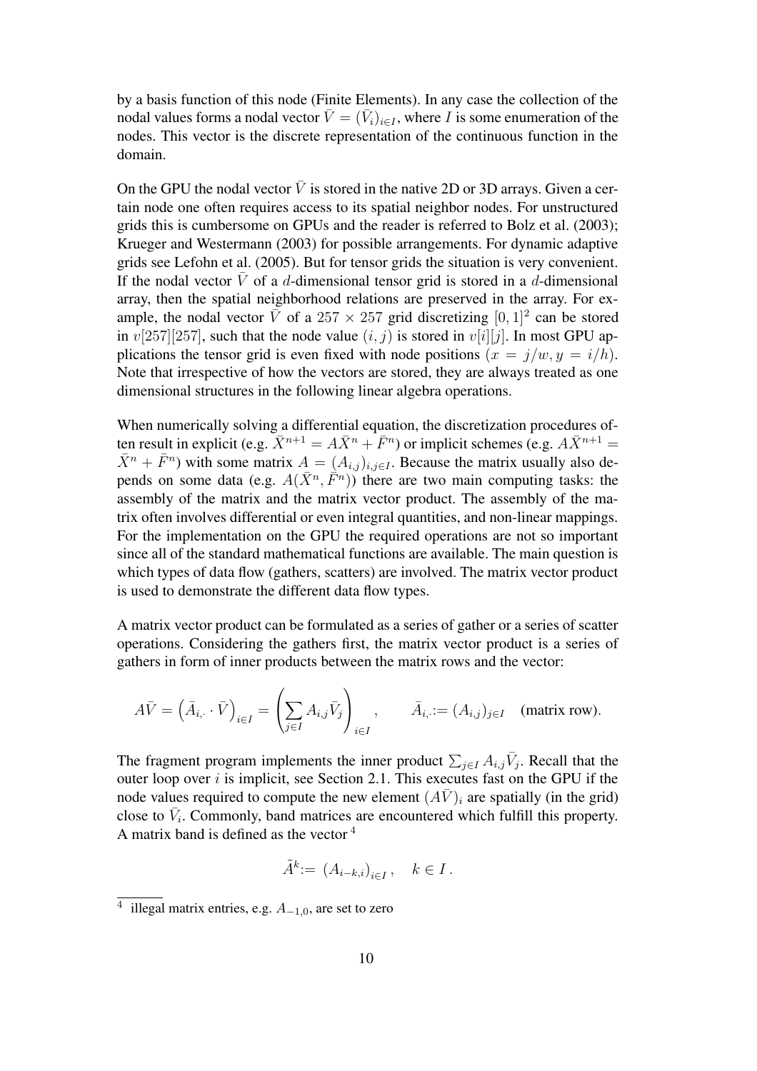by a basis function of this node (Finite Elements). In any case the collection of the nodal values forms a nodal vector $\bar{V} = (\bar{V}_i)_{i \in I}$, where $I$ is some enumeration of the nodes. This vector is the discrete representation of the continuous function in the domain.

On the GPU the nodal vector $\bar{V}$ is stored in the native 2D or 3D arrays. Given a certain node one often requires access to its spatial neighbor nodes. For unstructured grids this is cumbersome on GPUs and the reader is referred to Bolz et al. (2003); Krueger and Westermann (2003) for possible arrangements. For dynamic adaptive grids see Lefohn et al. (2005). But for tensor grids the situation is very convenient. If the nodal vector $\bar{V}$ of a $d$-dimensional tensor grid is stored in a $d$-dimensional array, then the spatial neighborhood relations are preserved in the array. For example, the nodal vector $\bar{V}$ of a $257 \times 257$ grid discretizing $[0,1]^2$ can be stored in $v[257][257]$, such that the node value $(i,j)$ is stored in $v[i][j]$. In most GPU applications the tensor grid is even fixed with node positions $(x = j/w, y = i/h)$. Note that irrespective of how the vectors are stored, they are always treated as one dimensional structures in the following linear algebra operations.

When numerically solving a differential equation, the discretization procedures often result in explicit (e.g. $\bar{X}^{n+1} = A\bar{X}^n + \bar{F}^n$) or implicit schemes (e.g. $A\bar{X}^{n+1} = \bar{X}^n + \bar{F}^n$) with some matrix $A = (A_{i,j})_{i,j \in I}$. Because the matrix usually also depends on some data (e.g. $A(\bar{X}^n, \bar{F}^n)$) there are two main computing tasks: the assembly of the matrix and the matrix vector product. The assembly of the matrix often involves differential or even integral quantities, and non-linear mappings. For the implementation on the GPU the required operations are not so important since all of the standard mathematical functions are available. The main question is which types of data flow (gathers, scatters) are involved. The matrix vector product is used to demonstrate the different data flow types.

A matrix vector product can be formulated as a series of gather or a series of scatter operations. Considering the gathers first, the matrix vector product is a series of gathers in form of inner products between the matrix rows and the vector:

$$A\bar{V} = \left(\bar{A}_{i,\cdot} \cdot \bar{V}\right)_{i \in I} = \left(\sum_{j \in I} A_{i,j}\bar{V}_j\right)_{i \in I}, \qquad \bar{A}_{i,\cdot} := (A_{i,j})_{j \in I} \quad \text{(matrix row)}.$$

The fragment program implements the inner product $\sum_{j \in I} A_{i,j}\bar{V}_j$. Recall that the outer loop over $i$ is implicit, see Section 2.1. This executes fast on the GPU if the node values required to compute the new element $(A\bar{V})_i$ are spatially (in the grid) close to $\bar{V}_i$. Commonly, band matrices are encountered which fulfill this property. A matrix band is defined as the vector [4]

$$\tilde{A}^k := \left(A_{i-k,i}\right)_{i \in I}, \quad k \in I\,.$$

[4] illegal matrix entries, e.g. $A_{-1,0}$, are set to zero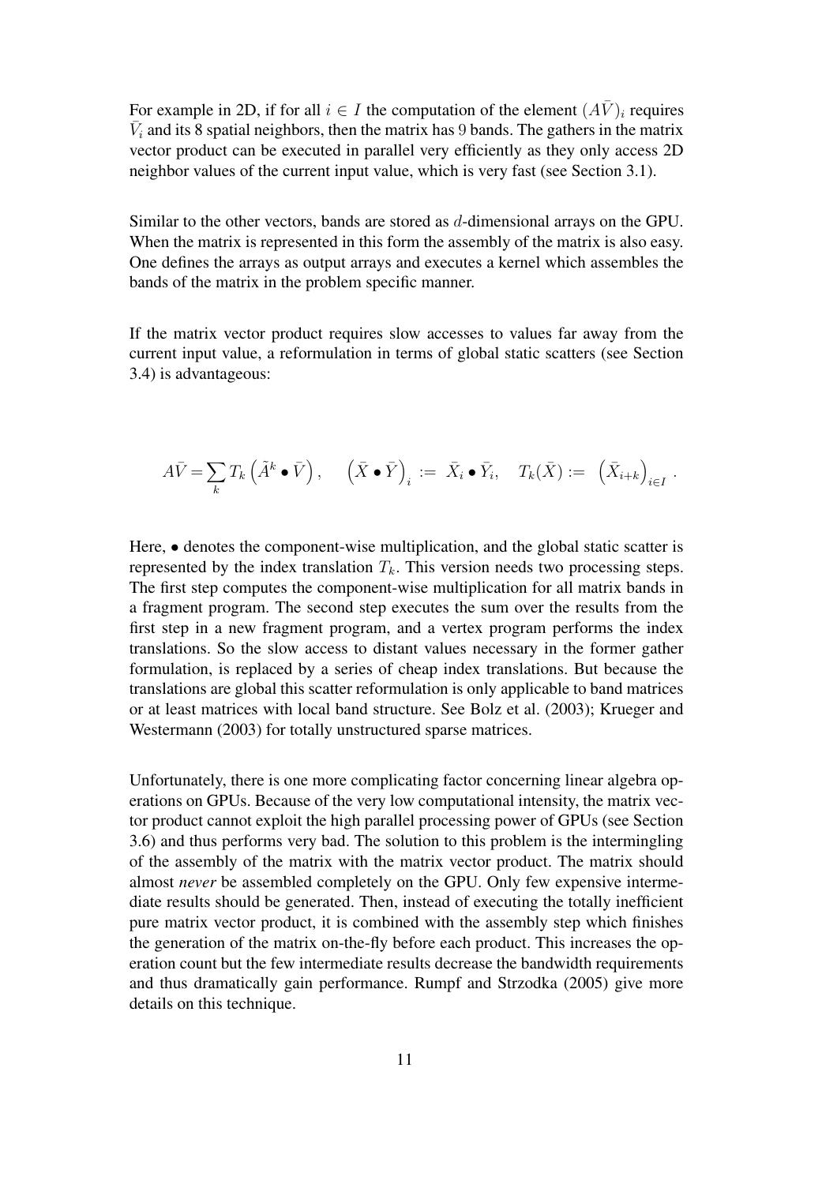For example in 2D, if for all $i \in I$ the computation of the element $(A\bar{V})_i$ requires $\bar{V}_i$ and its 8 spatial neighbors, then the matrix has 9 bands. The gathers in the matrix vector product can be executed in parallel very efficiently as they only access 2D neighbor values of the current input value, which is very fast (see Section 3.1).

Similar to the other vectors, bands are stored as $d$-dimensional arrays on the GPU. When the matrix is represented in this form the assembly of the matrix is also easy. One defines the arrays as output arrays and executes a kernel which assembles the bands of the matrix in the problem specific manner.

If the matrix vector product requires slow accesses to values far away from the current input value, a reformulation in terms of global static scatters (see Section 3.4) is advantageous:

$$A\bar{V} = \sum_k T_k \left( \tilde{A}^k \bullet \bar{V} \right), \quad \left( \bar{X} \bullet \bar{Y} \right)_i := \bar{X}_i \bullet \bar{Y}_i, \quad T_k(\bar{X}) := \left( \bar{X}_{i+k} \right)_{i \in I}.$$

Here, $\bullet$ denotes the component-wise multiplication, and the global static scatter is represented by the index translation $T_k$. This version needs two processing steps. The first step computes the component-wise multiplication for all matrix bands in a fragment program. The second step executes the sum over the results from the first step in a new fragment program, and a vertex program performs the index translations. So the slow access to distant values necessary in the former gather formulation, is replaced by a series of cheap index translations. But because the translations are global this scatter reformulation is only applicable to band matrices or at least matrices with local band structure. See Bolz et al. (2003); Krueger and Westermann (2003) for totally unstructured sparse matrices.

Unfortunately, there is one more complicating factor concerning linear algebra operations on GPUs. Because of the very low computational intensity, the matrix vector product cannot exploit the high parallel processing power of GPUs (see Section 3.6) and thus performs very bad. The solution to this problem is the intermingling of the assembly of the matrix with the matrix vector product. The matrix should almost *never* be assembled completely on the GPU. Only few expensive intermediate results should be generated. Then, instead of executing the totally inefficient pure matrix vector product, it is combined with the assembly step which finishes the generation of the matrix on-the-fly before each product. This increases the operation count but the few intermediate results decrease the bandwidth requirements and thus dramatically gain performance. Rumpf and Strzodka (2005) give more details on this technique.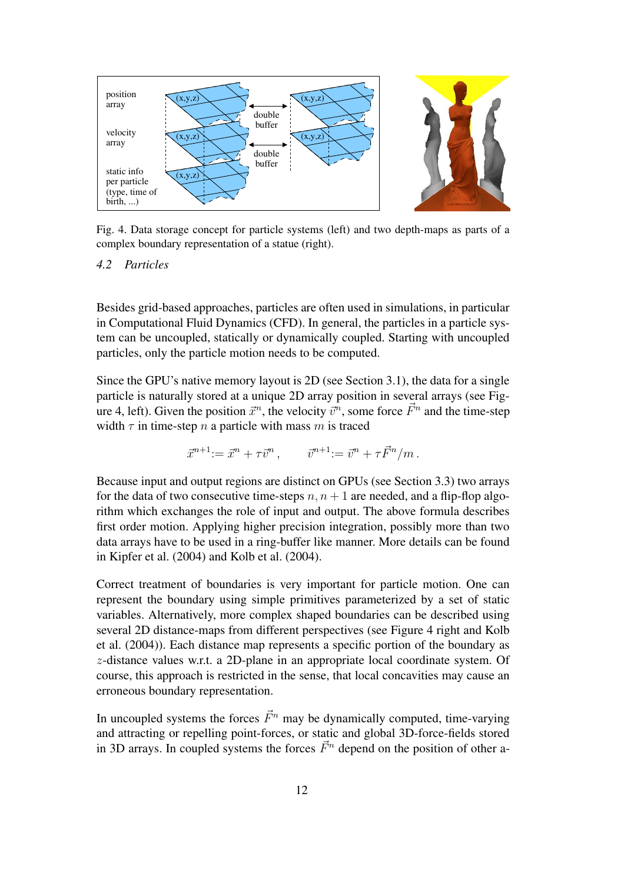Fig. 4. Data storage concept for particle systems (left) and two depth-maps as parts of a complex boundary representation of a statue (right).

### 4.2 *Particles*

Besides grid-based approaches, particles are often used in simulations, in particular in Computational Fluid Dynamics (CFD). In general, the particles in a particle system can be uncoupled, statically or dynamically coupled. Starting with uncoupled particles, only the particle motion needs to be computed.

Since the GPU's native memory layout is 2D (see Section 3.1), the data for a single particle is naturally stored at a unique 2D array position in several arrays (see Figure 4, left). Given the position $\vec{x}^n$, the velocity $\vec{v}^n$, some force $\vec{F}^n$ and the time-step width $\tau$ in time-step $n$ a particle with mass $m$ is traced

$$\vec{x}^{n+1} := \vec{x}^n + \tau \vec{v}^n , \qquad \vec{v}^{n+1} := \vec{v}^n + \tau \vec{F}^n / m .$$

Because input and output regions are distinct on GPUs (see Section 3.3) two arrays for the data of two consecutive time-steps $n, n+1$ are needed, and a flip-flop algorithm which exchanges the role of input and output. The above formula describes first order motion. Applying higher precision integration, possibly more than two data arrays have to be used in a ring-buffer like manner. More details can be found in Kipfer et al. (2004) and Kolb et al. (2004).

Correct treatment of boundaries is very important for particle motion. One can represent the boundary using simple primitives parameterized by a set of static variables. Alternatively, more complex shaped boundaries can be described using several 2D distance-maps from different perspectives (see Figure 4 right and Kolb et al. (2004)). Each distance map represents a specific portion of the boundary as $z$-distance values w.r.t. a 2D-plane in an appropriate local coordinate system. Of course, this approach is restricted in the sense, that local concavities may cause an erroneous boundary representation.

In uncoupled systems the forces $\vec{F}^n$ may be dynamically computed, time-varying and attracting or repelling point-forces, or static and global 3D-force-fields stored in 3D arrays. In coupled systems the forces $\vec{F}^n$ depend on the position of other a-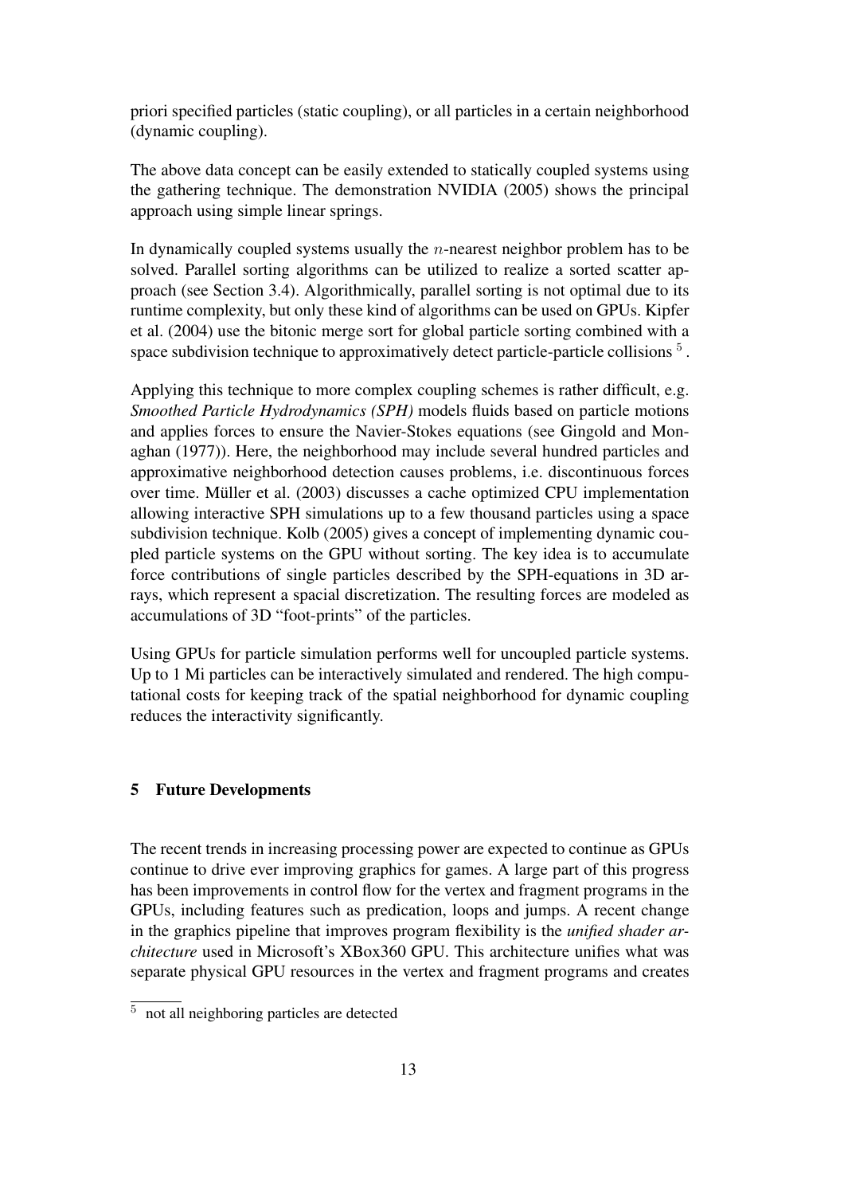priori specified particles (static coupling), or all particles in a certain neighborhood (dynamic coupling).

The above data concept can be easily extended to statically coupled systems using the gathering technique. The demonstration NVIDIA (2005) shows the principal approach using simple linear springs.

In dynamically coupled systems usually the $n$-nearest neighbor problem has to be solved. Parallel sorting algorithms can be utilized to realize a sorted scatter approach (see Section 3.4). Algorithmically, parallel sorting is not optimal due to its runtime complexity, but only these kind of algorithms can be used on GPUs. Kipfer et al. (2004) use the bitonic merge sort for global particle sorting combined with a space subdivision technique to approximatively detect particle-particle collisions [5].

Applying this technique to more complex coupling schemes is rather difficult, e.g. *Smoothed Particle Hydrodynamics (SPH)* models fluids based on particle motions and applies forces to ensure the Navier-Stokes equations (see Gingold and Monaghan (1977)). Here, the neighborhood may include several hundred particles and approximative neighborhood detection causes problems, i.e. discontinuous forces over time. Müller et al. (2003) discusses a cache optimized CPU implementation allowing interactive SPH simulations up to a few thousand particles using a space subdivision technique. Kolb (2005) gives a concept of implementing dynamic coupled particle systems on the GPU without sorting. The key idea is to accumulate force contributions of single particles described by the SPH-equations in 3D arrays, which represent a spacial discretization. The resulting forces are modeled as accumulations of 3D "foot-prints" of the particles.

Using GPUs for particle simulation performs well for uncoupled particle systems. Up to 1 Mi particles can be interactively simulated and rendered. The high computational costs for keeping track of the spatial neighborhood for dynamic coupling reduces the interactivity significantly.

## 5 Future Developments

The recent trends in increasing processing power are expected to continue as GPUs continue to drive ever improving graphics for games. A large part of this progress has been improvements in control flow for the vertex and fragment programs in the GPUs, including features such as predication, loops and jumps. A recent change in the graphics pipeline that improves program flexibility is the *unified shader architecture* used in Microsoft's XBox360 GPU. This architecture unifies what was separate physical GPU resources in the vertex and fragment programs and creates

[5] not all neighboring particles are detected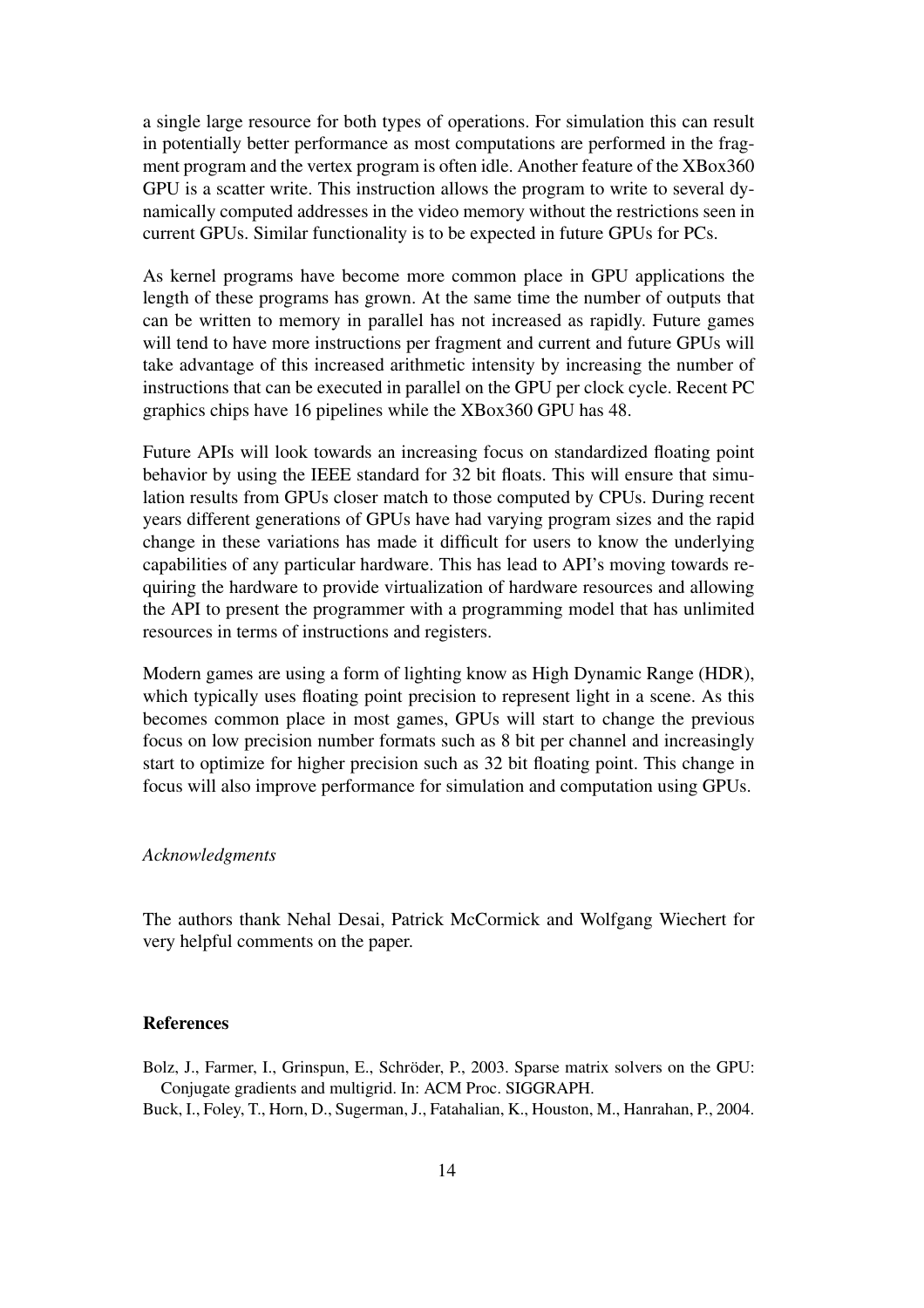a single large resource for both types of operations. For simulation this can result in potentially better performance as most computations are performed in the fragment program and the vertex program is often idle. Another feature of the XBox360 GPU is a scatter write. This instruction allows the program to write to several dynamically computed addresses in the video memory without the restrictions seen in current GPUs. Similar functionality is to be expected in future GPUs for PCs.

As kernel programs have become more common place in GPU applications the length of these programs has grown. At the same time the number of outputs that can be written to memory in parallel has not increased as rapidly. Future games will tend to have more instructions per fragment and current and future GPUs will take advantage of this increased arithmetic intensity by increasing the number of instructions that can be executed in parallel on the GPU per clock cycle. Recent PC graphics chips have 16 pipelines while the XBox360 GPU has 48.

Future APIs will look towards an increasing focus on standardized floating point behavior by using the IEEE standard for 32 bit floats. This will ensure that simulation results from GPUs closer match to those computed by CPUs. During recent years different generations of GPUs have had varying program sizes and the rapid change in these variations has made it difficult for users to know the underlying capabilities of any particular hardware. This has lead to API's moving towards requiring the hardware to provide virtualization of hardware resources and allowing the API to present the programmer with a programming model that has unlimited resources in terms of instructions and registers.

Modern games are using a form of lighting know as High Dynamic Range (HDR), which typically uses floating point precision to represent light in a scene. As this becomes common place in most games, GPUs will start to change the previous focus on low precision number formats such as 8 bit per channel and increasingly start to optimize for higher precision such as 32 bit floating point. This change in focus will also improve performance for simulation and computation using GPUs.

*Acknowledgments*

The authors thank Nehal Desai, Patrick McCormick and Wolfgang Wiechert for very helpful comments on the paper.

## References

Bolz, J., Farmer, I., Grinspun, E., Schröder, P., 2003. Sparse matrix solvers on the GPU: Conjugate gradients and multigrid. In: ACM Proc. SIGGRAPH.

Buck, I., Foley, T., Horn, D., Sugerman, J., Fatahalian, K., Houston, M., Hanrahan, P., 2004.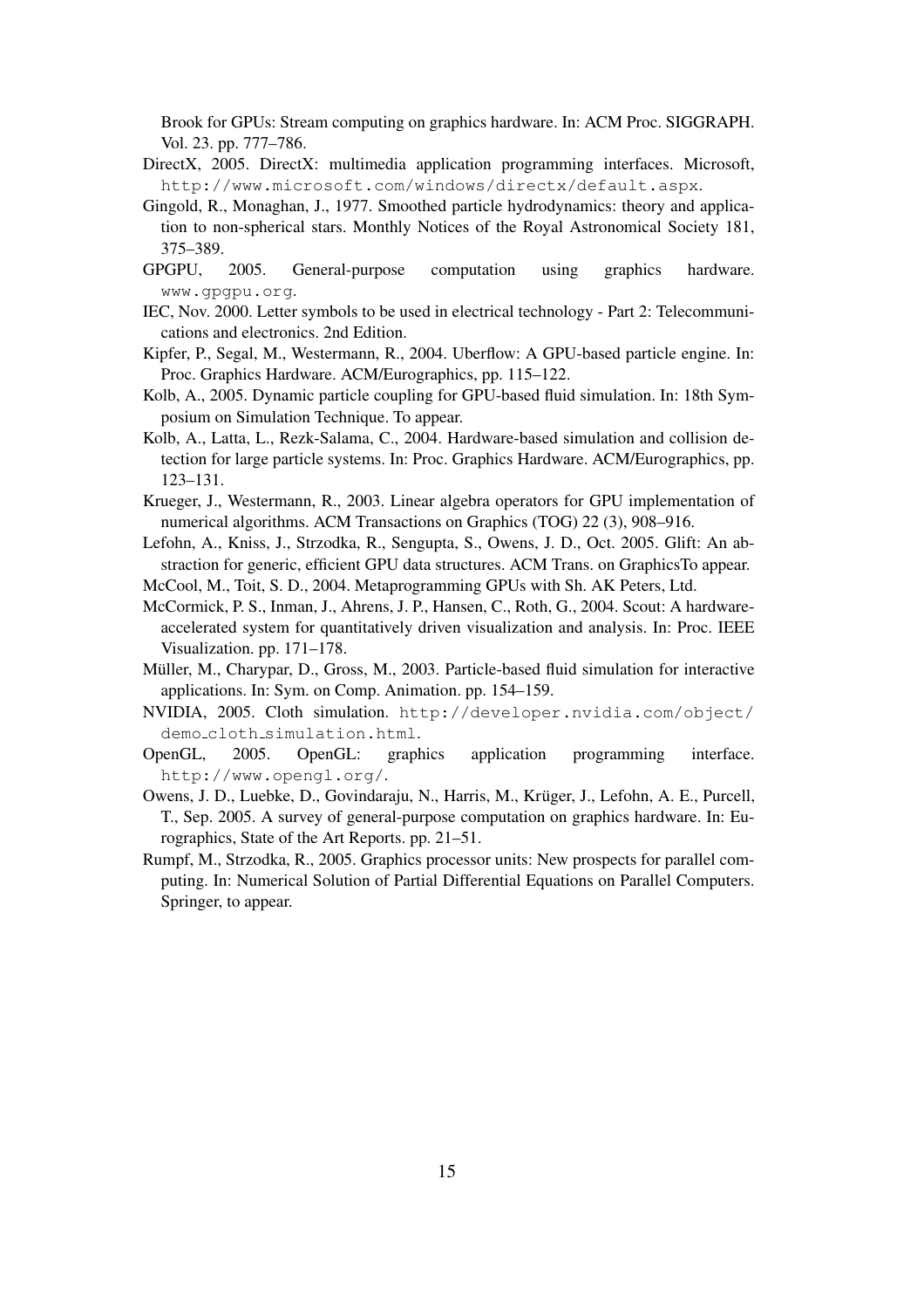Brook for GPUs: Stream computing on graphics hardware. In: ACM Proc. SIGGRAPH. Vol. 23. pp. 777–786.

DirectX, 2005. DirectX: multimedia application programming interfaces. Microsoft, `http://www.microsoft.com/windows/directx/default.aspx`.

Gingold, R., Monaghan, J., 1977. Smoothed particle hydrodynamics: theory and application to non-spherical stars. Monthly Notices of the Royal Astronomical Society 181, 375–389.

GPGPU, 2005. General-purpose computation using graphics hardware. `www.gpgpu.org`.

IEC, Nov. 2000. Letter symbols to be used in electrical technology - Part 2: Telecommunications and electronics. 2nd Edition.

Kipfer, P., Segal, M., Westermann, R., 2004. Uberflow: A GPU-based particle engine. In: Proc. Graphics Hardware. ACM/Eurographics, pp. 115–122.

Kolb, A., 2005. Dynamic particle coupling for GPU-based fluid simulation. In: 18th Symposium on Simulation Technique. To appear.

Kolb, A., Latta, L., Rezk-Salama, C., 2004. Hardware-based simulation and collision detection for large particle systems. In: Proc. Graphics Hardware. ACM/Eurographics, pp. 123–131.

Krueger, J., Westermann, R., 2003. Linear algebra operators for GPU implementation of numerical algorithms. ACM Transactions on Graphics (TOG) 22 (3), 908–916.

Lefohn, A., Kniss, J., Strzodka, R., Sengupta, S., Owens, J. D., Oct. 2005. Glift: An abstraction for generic, efficient GPU data structures. ACM Trans. on GraphicsTo appear.

McCool, M., Toit, S. D., 2004. Metaprogramming GPUs with Sh. AK Peters, Ltd.

McCormick, P. S., Inman, J., Ahrens, J. P., Hansen, C., Roth, G., 2004. Scout: A hardware-accelerated system for quantitatively driven visualization and analysis. In: Proc. IEEE Visualization. pp. 171–178.

Müller, M., Charypar, D., Gross, M., 2003. Particle-based fluid simulation for interactive applications. In: Sym. on Comp. Animation. pp. 154–159.

NVIDIA, 2005. Cloth simulation. `http://developer.nvidia.com/object/demo_cloth_simulation.html`.

OpenGL, 2005. OpenGL: graphics application programming interface. `http://www.opengl.org/`.

Owens, J. D., Luebke, D., Govindaraju, N., Harris, M., Krüger, J., Lefohn, A. E., Purcell, T., Sep. 2005. A survey of general-purpose computation on graphics hardware. In: Eurographics, State of the Art Reports. pp. 21–51.

Rumpf, M., Strzodka, R., 2005. Graphics processor units: New prospects for parallel computing. In: Numerical Solution of Partial Differential Equations on Parallel Computers. Springer, to appear.